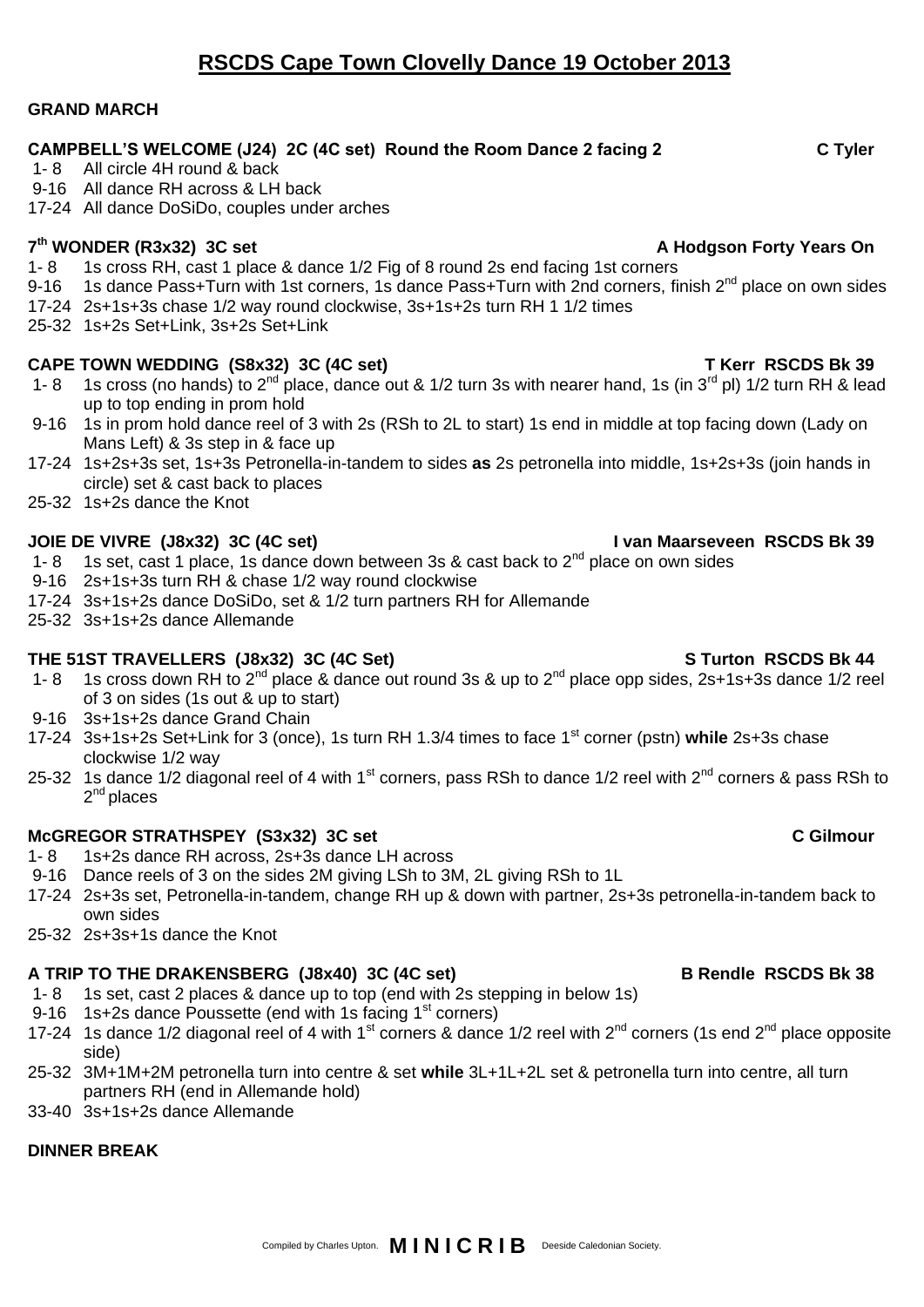# RSCDS Cape Town Clovelly Dance 19 October 2013

**GRAND MARCH**

**CAMPBELL'S WELCOME (J24) 2C (4C set) Round the Room Dance 2 facing 2** **C Tyler**

- 1- 8 All circle 4H round & back
- 9-16 All dance RH across & LH back
- 17-24 All dance DoSiDo, couples under arches

**7th WONDER (R3x32) 3C set** **A Hodgson Forty Years On**

- 1- 8 1s cross RH, cast 1 place & dance 1/2 Fig of 8 round 2s end facing 1st corners
- 9-16 1s dance Pass+Turn with 1st corners, 1s dance Pass+Turn with 2nd corners, finish 2nd place on own sides
- 17-24 2s+1s+3s chase 1/2 way round clockwise, 3s+1s+2s turn RH 1 1/2 times
- 25-32 1s+2s Set+Link, 3s+2s Set+Link

**CAPE TOWN WEDDING (S8x32) 3C (4C set)** **T Kerr RSCDS Bk 39**

- 1- 8 1s cross (no hands) to 2nd place, dance out & 1/2 turn 3s with nearer hand, 1s (in 3rd pl) 1/2 turn RH & lead up to top ending in prom hold
- 9-16 1s in prom hold dance reel of 3 with 2s (RSh to 2L to start) 1s end in middle at top facing down (Lady on Mans Left) & 3s step in & face up
- 17-24 1s+2s+3s set, 1s+3s Petronella-in-tandem to sides **as** 2s petronella into middle, 1s+2s+3s (join hands in circle) set & cast back to places
- 25-32 1s+2s dance the Knot

**JOIE DE VIVRE (J8x32) 3C (4C set)** **I van Maarseveen RSCDS Bk 39**

- 1- 8 1s set, cast 1 place, 1s dance down between 3s & cast back to 2nd place on own sides
- 9-16 2s+1s+3s turn RH & chase 1/2 way round clockwise
- 17-24 3s+1s+2s dance DoSiDo, set & 1/2 turn partners RH for Allemande
- 25-32 3s+1s+2s dance Allemande

**THE 51ST TRAVELLERS (J8x32) 3C (4C Set)** **S Turton RSCDS Bk 44**

- 1- 8 1s cross down RH to 2nd place & dance out round 3s & up to 2nd place opp sides, 2s+1s+3s dance 1/2 reel of 3 on sides (1s out & up to start)
- 9-16 3s+1s+2s dance Grand Chain
- 17-24 3s+1s+2s Set+Link for 3 (once), 1s turn RH 1.3/4 times to face 1st corner (pstn) **while** 2s+3s chase clockwise 1/2 way
- 25-32 1s dance 1/2 diagonal reel of 4 with 1st corners, pass RSh to dance 1/2 reel with 2nd corners & pass RSh to 2nd places

**McGREGOR STRATHSPEY (S3x32) 3C set** **C Gilmour**

- 1- 8 1s+2s dance RH across, 2s+3s dance LH across
- 9-16 Dance reels of 3 on the sides 2M giving LSh to 3M, 2L giving RSh to 1L
- 17-24 2s+3s set, Petronella-in-tandem, change RH up & down with partner, 2s+3s petronella-in-tandem back to own sides
- 25-32 2s+3s+1s dance the Knot

**A TRIP TO THE DRAKENSBERG (J8x40) 3C (4C set)** **B Rendle RSCDS Bk 38**

- 1- 8 1s set, cast 2 places & dance up to top (end with 2s stepping in below 1s)
- 9-16 1s+2s dance Poussette (end with 1s facing 1st corners)
- 17-24 1s dance 1/2 diagonal reel of 4 with 1st corners & dance 1/2 reel with 2nd corners (1s end 2nd place opposite side)
- 25-32 3M+1M+2M petronella turn into centre & set **while** 3L+1L+2L set & petronella turn into centre, all turn partners RH (end in Allemande hold)
- 33-40 3s+1s+2s dance Allemande

**DINNER BREAK**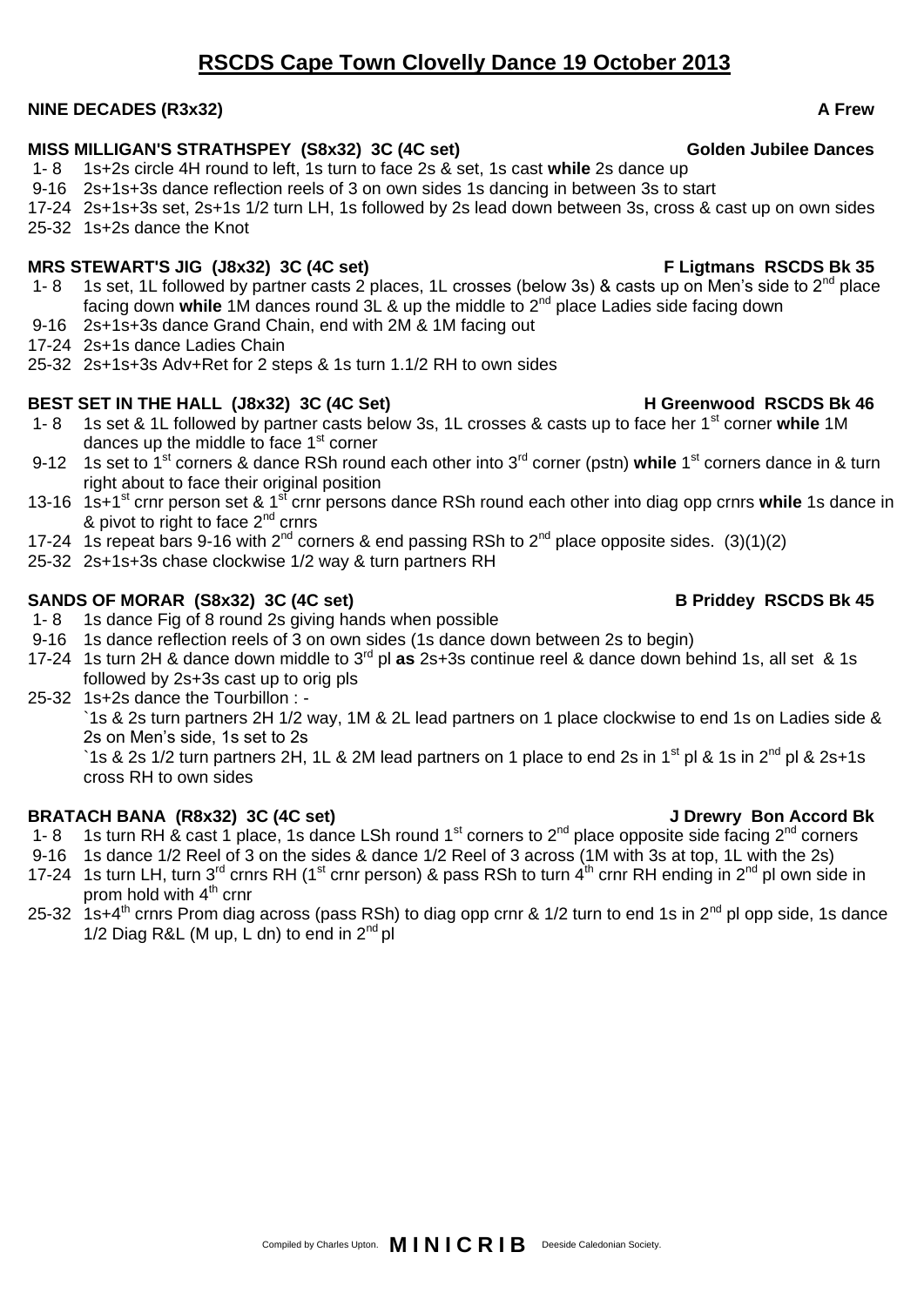# RSCDS Cape Town Clovelly Dance 19 October 2013

**NINE DECADES (R3x32)** **A Frew**

**MISS MILLIGAN'S STRATHSPEY (S8x32) 3C (4C set)** **Golden Jubilee Dances**

- 1- 8 1s+2s circle 4H round to left, 1s turn to face 2s & set, 1s cast **while** 2s dance up
- 9-16 2s+1s+3s dance reflection reels of 3 on own sides 1s dancing in between 3s to start
- 17-24 2s+1s+3s set, 2s+1s 1/2 turn LH, 1s followed by 2s lead down between 3s, cross & cast up on own sides
- 25-32 1s+2s dance the Knot

**MRS STEWART'S JIG (J8x32) 3C (4C set)** **F Ligtmans RSCDS Bk 35**

- 1- 8 1s set, 1L followed by partner casts 2 places, 1L crosses (below 3s) & casts up on Men's side to 2nd place facing down **while** 1M dances round 3L & up the middle to 2nd place Ladies side facing down
- 9-16 2s+1s+3s dance Grand Chain, end with 2M & 1M facing out
- 17-24 2s+1s dance Ladies Chain
- 25-32 2s+1s+3s Adv+Ret for 2 steps & 1s turn 1.1/2 RH to own sides

**BEST SET IN THE HALL (J8x32) 3C (4C Set)** **H Greenwood RSCDS Bk 46**

- 1- 8 1s set & 1L followed by partner casts below 3s, 1L crosses & casts up to face her 1st corner **while** 1M dances up the middle to face 1st corner
- 9-12 1s set to 1st corners & dance RSh round each other into 3rd corner (pstn) **while** 1st corners dance in & turn right about to face their original position
- 13-16 1s+1st crnr person set & 1st crnr persons dance RSh round each other into diag opp crnrs **while** 1s dance in & pivot to right to face 2nd crnrs
- 17-24 1s repeat bars 9-16 with 2nd corners & end passing RSh to 2nd place opposite sides. (3)(1)(2)
- 25-32 2s+1s+3s chase clockwise 1/2 way & turn partners RH

**SANDS OF MORAR (S8x32) 3C (4C set)** **B Priddey RSCDS Bk 45**

- 1- 8 1s dance Fig of 8 round 2s giving hands when possible
- 9-16 1s dance reflection reels of 3 on own sides (1s dance down between 2s to begin)
- 17-24 1s turn 2H & dance down middle to 3rd pl **as** 2s+3s continue reel & dance down behind 1s, all set & 1s followed by 2s+3s cast up to orig pls
- 25-32 1s+2s dance the Tourbillon : -
  `1s & 2s turn partners 2H 1/2 way, 1M & 2L lead partners on 1 place clockwise to end 1s on Ladies side & 2s on Men's side, 1s set to 2s
  `1s & 2s 1/2 turn partners 2H, 1L & 2M lead partners on 1 place to end 2s in 1st pl & 1s in 2nd pl & 2s+1s cross RH to own sides

**BRATACH BANA (R8x32) 3C (4C set)** **J Drewry Bon Accord Bk**

- 1- 8 1s turn RH & cast 1 place, 1s dance LSh round 1st corners to 2nd place opposite side facing 2nd corners
- 9-16 1s dance 1/2 Reel of 3 on the sides & dance 1/2 Reel of 3 across (1M with 3s at top, 1L with the 2s)
- 17-24 1s turn LH, turn 3rd crnrs RH (1st crnr person) & pass RSh to turn 4th crnr RH ending in 2nd pl own side in prom hold with 4th crnr
- 25-32 1s+4th crnrs Prom diag across (pass RSh) to diag opp crnr & 1/2 turn to end 1s in 2nd pl opp side, 1s dance 1/2 Diag R&L (M up, L dn) to end in 2nd pl

Compiled by Charles Upton. **MINICRIB** Deeside Caledonian Society.